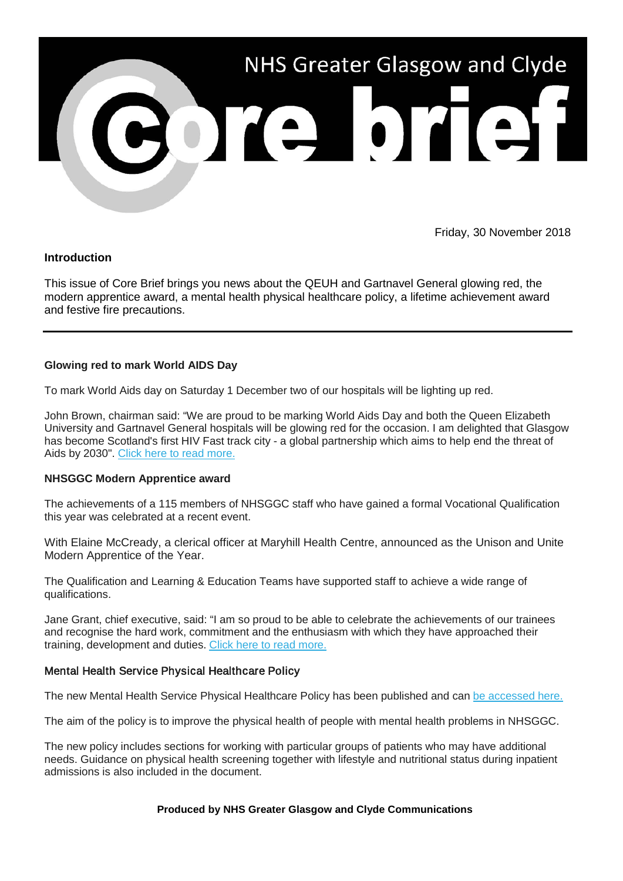# NHS Greater Glasgow and Clyde Core brief

Friday, 30 November 2018

## Introduction

This issue of Core Brief brings you news about the QEUH and Gartnavel General glowing red, the modern apprentice award, a mental health physical healthcare policy, a lifetime achievement award and festive fire precautions.

---

### Glowing red to mark World AIDS Day

To mark World Aids day on Saturday 1 December two of our hospitals will be lighting up red.

John Brown, chairman said: "We are proud to be marking World Aids Day and both the Queen Elizabeth University and Gartnavel General hospitals will be glowing red for the occasion. I am delighted that Glasgow has become Scotland's first HIV Fast track city - a global partnership which aims to help end the threat of Aids by 2030". Click here to read more.

### NHSGGC Modern Apprentice award

The achievements of a 115 members of NHSGGC staff who have gained a formal Vocational Qualification this year was celebrated at a recent event.

With Elaine McCready, a clerical officer at Maryhill Health Centre, announced as the Unison and Unite Modern Apprentice of the Year.

The Qualification and Learning & Education Teams have supported staff to achieve a wide range of qualifications.

Jane Grant, chief executive, said: "I am so proud to be able to celebrate the achievements of our trainees and recognise the hard work, commitment and the enthusiasm with which they have approached their training, development and duties. Click here to read more.

### Mental Health Service Physical Healthcare Policy

The new Mental Health Service Physical Healthcare Policy has been published and can be accessed here.

The aim of the policy is to improve the physical health of people with mental health problems in NHSGGC.

The new policy includes sections for working with particular groups of patients who may have additional needs. Guidance on physical health screening together with lifestyle and nutritional status during inpatient admissions is also included in the document.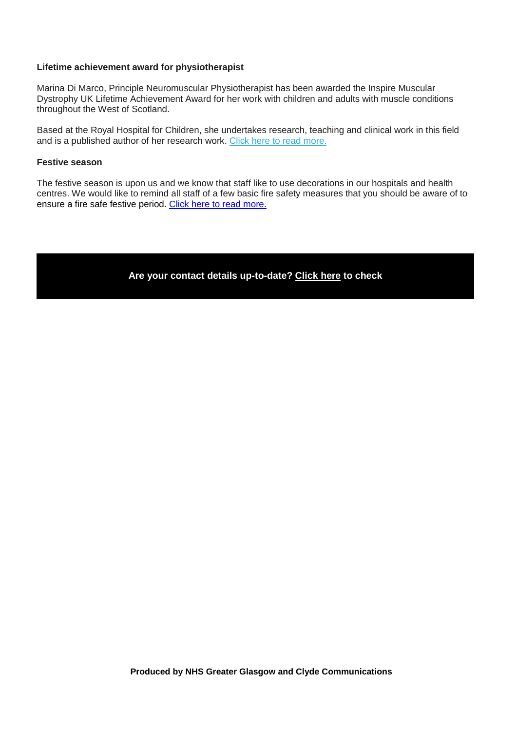**Lifetime achievement award for physiotherapist**

Marina Di Marco, Principle Neuromuscular Physiotherapist has been awarded the Inspire Muscular Dystrophy UK Lifetime Achievement Award for her work with children and adults with muscle conditions throughout the West of Scotland.

Based at the Royal Hospital for Children, she undertakes research, teaching and clinical work in this field and is a published author of her research work. Click here to read more.

**Festive season**

The festive season is upon us and we know that staff like to use decorations in our hospitals and health centres. We would like to remind all staff of a few basic fire safety measures that you should be aware of to ensure a fire safe festive period. Click here to read more.

**Are your contact details up-to-date? Click here to check**

**Produced by NHS Greater Glasgow and Clyde Communications**